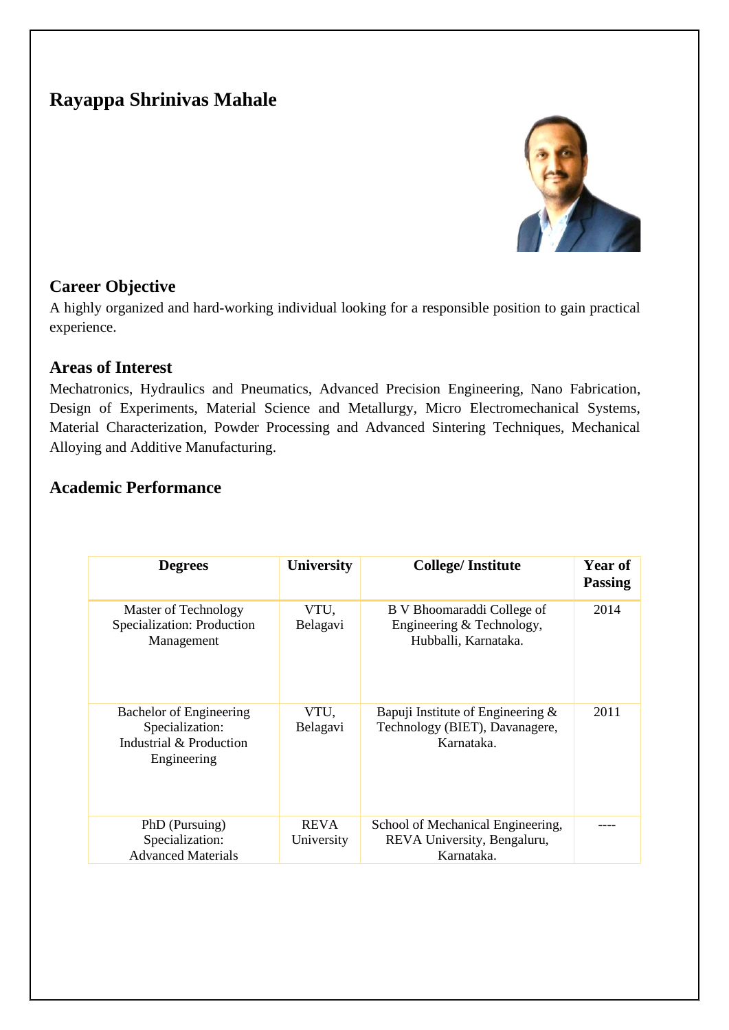# Rayappa Shrinivas Mahale

## Career Objective

A highly organized and hard-working individual looking for a responsible position to gain practical experience.

## Areas of Interest

Mechatronics, Hydraulics and Pneumatics, Advanced Precision Engineering, Nano Fabrication, Design of Experiments, Material Science and Metallurgy, Micro Electromechanical Systems, Material Characterization, Powder Processing and Advanced Sintering Techniques, Mechanical Alloying and Additive Manufacturing.

## Academic Performance

| Degrees | University | College/ Institute | Year of Passing |
|---|---|---|---|
| Master of Technology Specialization: Production Management | VTU, Belagavi | B V Bhoomaraddi College of Engineering & Technology, Hubballi, Karnataka. | 2014 |
| Bachelor of Engineering Specialization: Industrial & Production Engineering | VTU, Belagavi | Bapuji Institute of Engineering & Technology (BIET), Davanagere, Karnataka. | 2011 |
| PhD (Pursuing) Specialization: Advanced Materials | REVA University | School of Mechanical Engineering, REVA University, Bengaluru, Karnataka. | ---- |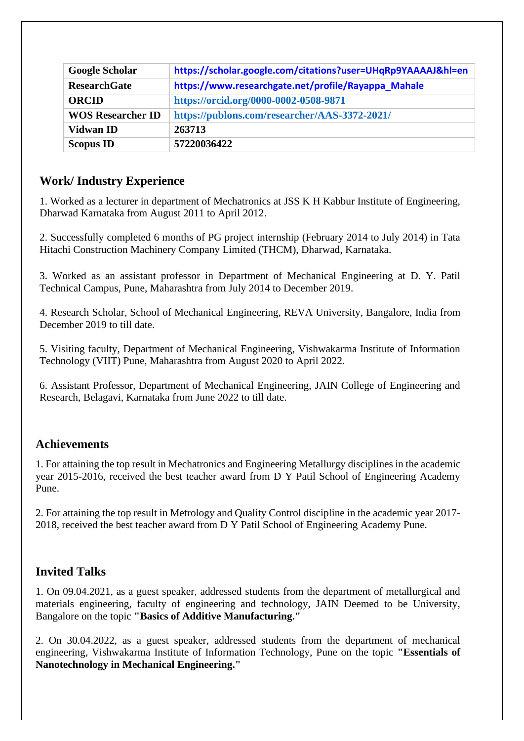| Google Scholar | https://scholar.google.com/citations?user=UHqRp9YAAAAJ&hl=en |
|---|---|
| ResearchGate | https://www.researchgate.net/profile/Rayappa_Mahale |
| ORCID | https://orcid.org/0000-0002-0508-9871 |
| WOS Researcher ID | https://publons.com/researcher/AAS-3372-2021/ |
| Vidwan ID | 263713 |
| Scopus ID | 57220036422 |

## Work/ Industry Experience

1. Worked as a lecturer in department of Mechatronics at JSS K H Kabbur Institute of Engineering, Dharwad Karnataka from August 2011 to April 2012.

2. Successfully completed 6 months of PG project internship (February 2014 to July 2014) in Tata Hitachi Construction Machinery Company Limited (THCM), Dharwad, Karnataka.

3. Worked as an assistant professor in Department of Mechanical Engineering at D. Y. Patil Technical Campus, Pune, Maharashtra from July 2014 to December 2019.

4. Research Scholar, School of Mechanical Engineering, REVA University, Bangalore, India from December 2019 to till date.

5. Visiting faculty, Department of Mechanical Engineering, Vishwakarma Institute of Information Technology (VIIT) Pune, Maharashtra from August 2020 to April 2022.

6. Assistant Professor, Department of Mechanical Engineering, JAIN College of Engineering and Research, Belagavi, Karnataka from June 2022 to till date.

## Achievements

1. For attaining the top result in Mechatronics and Engineering Metallurgy disciplines in the academic year 2015-2016, received the best teacher award from D Y Patil School of Engineering Academy Pune.

2. For attaining the top result in Metrology and Quality Control discipline in the academic year 2017-2018, received the best teacher award from D Y Patil School of Engineering Academy Pune.

## Invited Talks

1. On 09.04.2021, as a guest speaker, addressed students from the department of metallurgical and materials engineering, faculty of engineering and technology, JAIN Deemed to be University, Bangalore on the topic **"Basics of Additive Manufacturing."**

2. On 30.04.2022, as a guest speaker, addressed students from the department of mechanical engineering, Vishwakarma Institute of Information Technology, Pune on the topic **"Essentials of Nanotechnology in Mechanical Engineering."**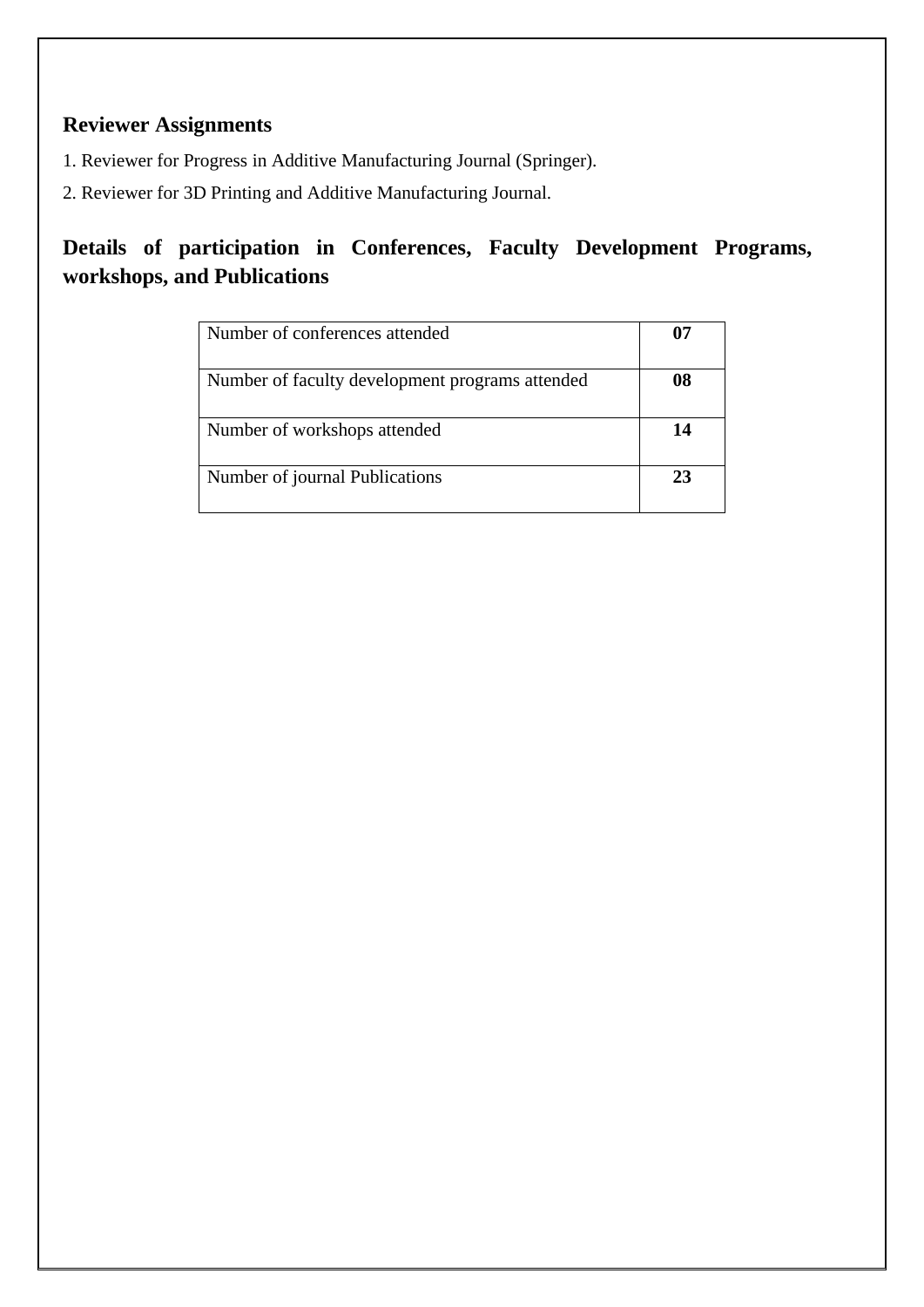## Reviewer Assignments

1. Reviewer for Progress in Additive Manufacturing Journal (Springer).

2. Reviewer for 3D Printing and Additive Manufacturing Journal.

## Details of participation in Conferences, Faculty Development Programs, workshops, and Publications

| | |
|---|---|
| Number of conferences attended | **07** |
| Number of faculty development programs attended | **08** |
| Number of workshops attended | **14** |
| Number of journal Publications | **23** |